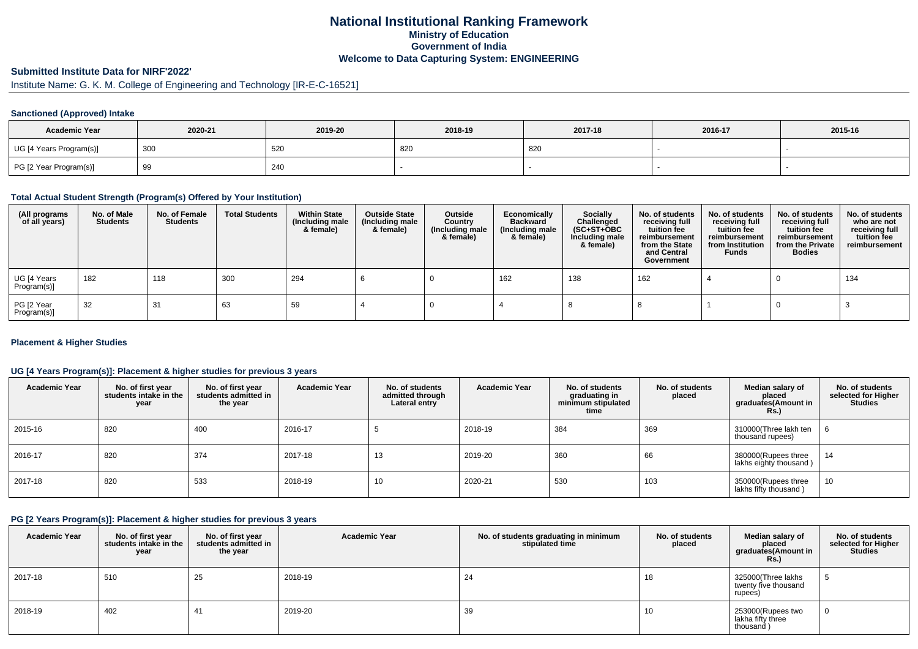# National Institutional Ranking Framework

**Ministry of Education**

**Government of India**

**Welcome to Data Capturing System: ENGINEERING**

## Submitted Institute Data for NIRF'2022'

Institute Name: G. K. M. College of Engineering and Technology [IR-E-C-16521]

### Sanctioned (Approved) Intake

| Academic Year | 2020-21 | 2019-20 | 2018-19 | 2017-18 | 2016-17 | 2015-16 |
|---|---|---|---|---|---|---|
| UG [4 Years Program(s)] | 300 | 520 | 820 | 820 | - | - |
| PG [2 Year Program(s)] | 99 | 240 | - | - | - | - |

### Total Actual Student Strength (Program(s) Offered by Your Institution)

| (All programs of all years) | No. of Male Students | No. of Female Students | Total Students | Within State (Including male & female) | Outside State (Including male & female) | Outside Country (Including male & female) | Economically Backward (Including male & female) | Socially Challenged (SC+ST+OBC Including male & female) | No. of students receiving full tuition fee reimbursement from the State and Central Government | No. of students receiving full tuition fee reimbursement from Institution Funds | No. of students receiving full tuition fee reimbursement from the Private Bodies | No. of students who are not receiving full tuition fee reimbursement |
|---|---|---|---|---|---|---|---|---|---|---|---|---|
| UG [4 Years Program(s)] | 182 | 118 | 300 | 294 | 6 | 0 | 162 | 138 | 162 | 4 | 0 | 134 |
| PG [2 Year Program(s)] | 32 | 31 | 63 | 59 | 4 | 0 | 4 | 8 | 8 | 1 | 0 | 3 |

### Placement & Higher Studies

#### UG [4 Years Program(s)]: Placement & higher studies for previous 3 years

| Academic Year | No. of first year students intake in the year | No. of first year students admitted in the year | Academic Year | No. of students admitted through Lateral entry | Academic Year | No. of students graduating in minimum stipulated time | No. of students placed | Median salary of placed graduates(Amount in Rs.) | No. of students selected for Higher Studies |
|---|---|---|---|---|---|---|---|---|---|
| 2015-16 | 820 | 400 | 2016-17 | 5 | 2018-19 | 384 | 369 | 310000(Three lakh ten thousand rupees) | 6 |
| 2016-17 | 820 | 374 | 2017-18 | 13 | 2019-20 | 360 | 66 | 380000(Rupees three lakhs eighty thousand ) | 14 |
| 2017-18 | 820 | 533 | 2018-19 | 10 | 2020-21 | 530 | 103 | 350000(Rupees three lakhs fifty thousand ) | 10 |

#### PG [2 Years Program(s)]: Placement & higher studies for previous 3 years

| Academic Year | No. of first year students intake in the year | No. of first year students admitted in the year | Academic Year | No. of students graduating in minimum stipulated time | No. of students placed | Median salary of placed graduates(Amount in Rs.) | No. of students selected for Higher Studies |
|---|---|---|---|---|---|---|---|
| 2017-18 | 510 | 25 | 2018-19 | 24 | 18 | 325000(Three lakhs twenty five thousand rupees) | 5 |
| 2018-19 | 402 | 41 | 2019-20 | 39 | 10 | 253000(Rupees two lakha fifty three thousand ) | 0 |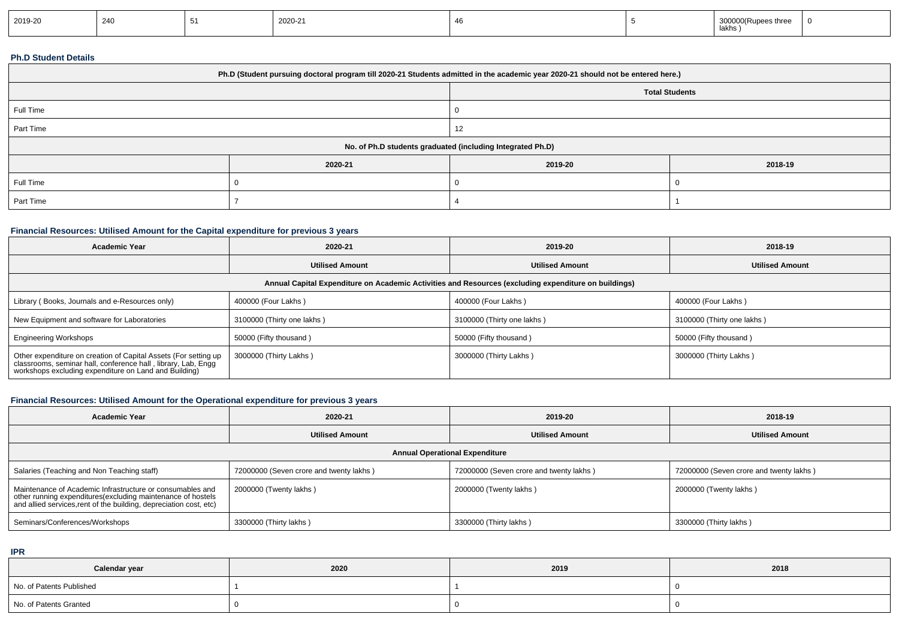| 2019-20 | 240 | 51 | 2020-21 | 46 | 5 | 300000(Rupees three lakhs ) | 0 |
|---|---|---|---|---|---|---|---|

**Ph.D Student Details**

| Ph.D (Student pursuing doctoral program till 2020-21 Students admitted in the academic year 2020-21 should not be entered here.) | |
|---|---|
| | **Total Students** |
| Full Time | 0 |
| Part Time | 12 |

| No. of Ph.D students graduated (including Integrated Ph.D) | | | |
|---|---|---|---|
| | **2020-21** | **2019-20** | **2018-19** |
| Full Time | 0 | 0 | 0 |
| Part Time | 7 | 4 | 1 |

### Financial Resources: Utilised Amount for the Capital expenditure for previous 3 years

| Academic Year | 2020-21 | 2019-20 | 2018-19 |
|---|---|---|---|
| | **Utilised Amount** | **Utilised Amount** | **Utilised Amount** |
| **Annual Capital Expenditure on Academic Activities and Resources (excluding expenditure on buildings)** | | | |
| Library ( Books, Journals and e-Resources only) | 400000 (Four Lakhs ) | 400000 (Four Lakhs ) | 400000 (Four Lakhs ) |
| New Equipment and software for Laboratories | 3100000 (Thirty one lakhs ) | 3100000 (Thirty one lakhs ) | 3100000 (Thirty one lakhs ) |
| Engineering Workshops | 50000 (Fifty thousand ) | 50000 (Fifty thousand ) | 50000 (Fifty thousand ) |
| Other expenditure on creation of Capital Assets (For setting up classrooms, seminar hall, conference hall , library, Lab, Engg workshops excluding expenditure on Land and Building) | 3000000 (Thirty Lakhs ) | 3000000 (Thirty Lakhs ) | 3000000 (Thirty Lakhs ) |

### Financial Resources: Utilised Amount for the Operational expenditure for previous 3 years

| Academic Year | 2020-21 | 2019-20 | 2018-19 |
|---|---|---|---|
| | **Utilised Amount** | **Utilised Amount** | **Utilised Amount** |
| **Annual Operational Expenditure** | | | |
| Salaries (Teaching and Non Teaching staff) | 72000000 (Seven crore and twenty lakhs ) | 72000000 (Seven crore and twenty lakhs ) | 72000000 (Seven crore and twenty lakhs ) |
| Maintenance of Academic Infrastructure or consumables and other running expenditures(excluding maintenance of hostels and allied services,rent of the building, depreciation cost, etc) | 2000000 (Twenty lakhs ) | 2000000 (Twenty lakhs ) | 2000000 (Twenty lakhs ) |
| Seminars/Conferences/Workshops | 3300000 (Thirty lakhs ) | 3300000 (Thirty lakhs ) | 3300000 (Thirty lakhs ) |

**IPR**

| Calendar year | 2020 | 2019 | 2018 |
|---|---|---|---|
| No. of Patents Published | 1 | 1 | 0 |
| No. of Patents Granted | 0 | 0 | 0 |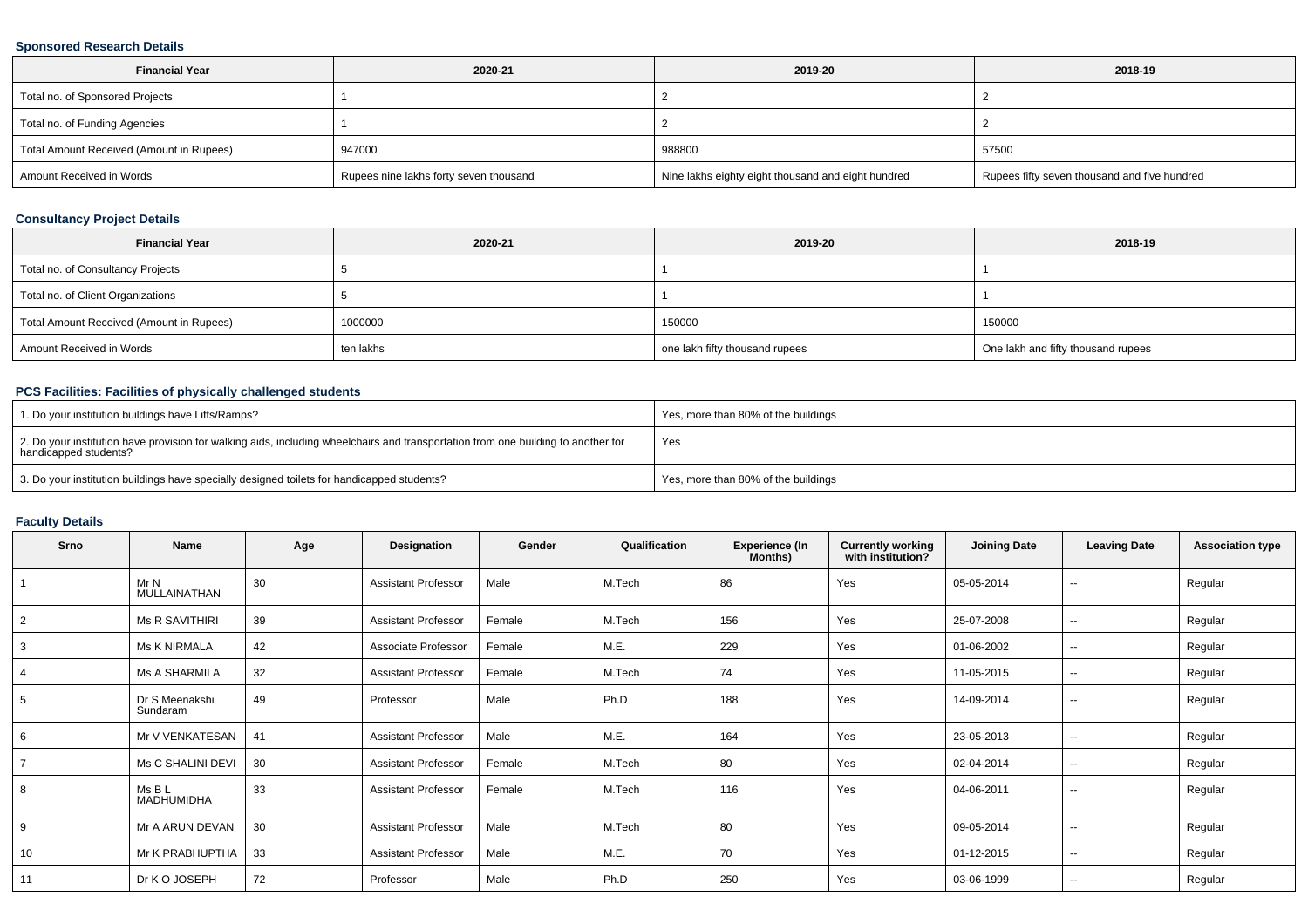### Sponsored Research Details

| Financial Year | 2020-21 | 2019-20 | 2018-19 |
|---|---|---|---|
| Total no. of Sponsored Projects | 1 | 2 | 2 |
| Total no. of Funding Agencies | 1 | 2 | 2 |
| Total Amount Received (Amount in Rupees) | 947000 | 988800 | 57500 |
| Amount Received in Words | Rupees nine lakhs forty seven thousand | Nine lakhs eighty eight thousand and eight hundred | Rupees fifty seven thousand and five hundred |

### Consultancy Project Details

| Financial Year | 2020-21 | 2019-20 | 2018-19 |
|---|---|---|---|
| Total no. of Consultancy Projects | 5 | 1 | 1 |
| Total no. of Client Organizations | 5 | 1 | 1 |
| Total Amount Received (Amount in Rupees) | 1000000 | 150000 | 150000 |
| Amount Received in Words | ten lakhs | one lakh fifty thousand rupees | One lakh and fifty thousand rupees |

### PCS Facilities: Facilities of physically challenged students

| | |
|---|---|
| 1. Do your institution buildings have Lifts/Ramps? | Yes, more than 80% of the buildings |
| 2. Do your institution have provision for walking aids, including wheelchairs and transportation from one building to another for handicapped students? | Yes |
| 3. Do your institution buildings have specially designed toilets for handicapped students? | Yes, more than 80% of the buildings |

### Faculty Details

| Srno | Name | Age | Designation | Gender | Qualification | Experience (In Months) | Currently working with institution? | Joining Date | Leaving Date | Association type |
|---|---|---|---|---|---|---|---|---|---|---|
| 1 | Mr N MULLAINATHAN | 30 | Assistant Professor | Male | M.Tech | 86 | Yes | 05-05-2014 | -- | Regular |
| 2 | Ms R SAVITHIRI | 39 | Assistant Professor | Female | M.Tech | 156 | Yes | 25-07-2008 | -- | Regular |
| 3 | Ms K NIRMALA | 42 | Associate Professor | Female | M.E. | 229 | Yes | 01-06-2002 | -- | Regular |
| 4 | Ms A SHARMILA | 32 | Assistant Professor | Female | M.Tech | 74 | Yes | 11-05-2015 | -- | Regular |
| 5 | Dr S Meenakshi Sundaram | 49 | Professor | Male | Ph.D | 188 | Yes | 14-09-2014 | -- | Regular |
| 6 | Mr V VENKATESAN | 41 | Assistant Professor | Male | M.E. | 164 | Yes | 23-05-2013 | -- | Regular |
| 7 | Ms C SHALINI DEVI | 30 | Assistant Professor | Female | M.Tech | 80 | Yes | 02-04-2014 | -- | Regular |
| 8 | Ms B L MADHUMIDHA | 33 | Assistant Professor | Female | M.Tech | 116 | Yes | 04-06-2011 | -- | Regular |
| 9 | Mr A ARUN DEVAN | 30 | Assistant Professor | Male | M.Tech | 80 | Yes | 09-05-2014 | -- | Regular |
| 10 | Mr K PRABHUPTHA | 33 | Assistant Professor | Male | M.E. | 70 | Yes | 01-12-2015 | -- | Regular |
| 11 | Dr K O JOSEPH | 72 | Professor | Male | Ph.D | 250 | Yes | 03-06-1999 | -- | Regular |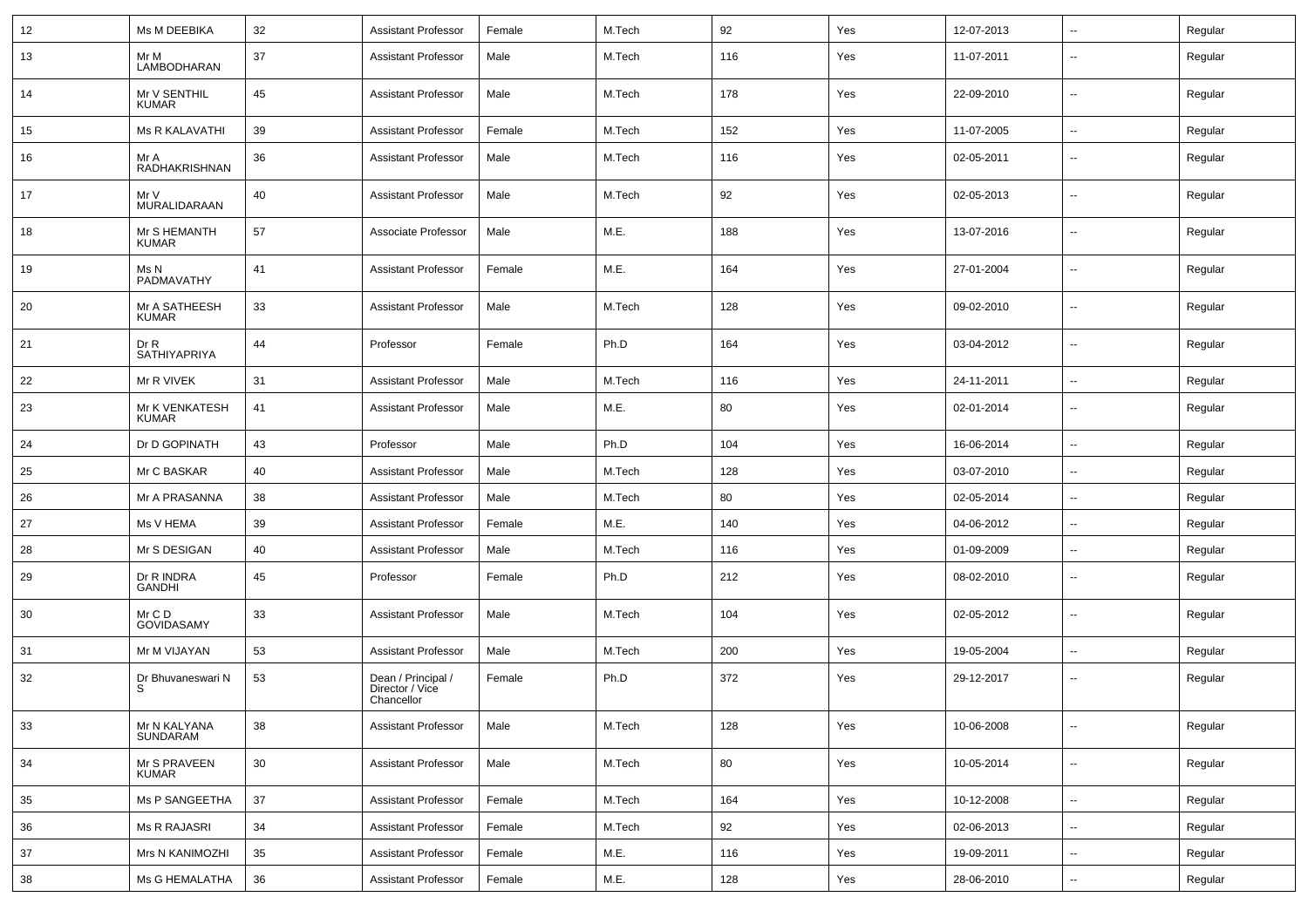| | | | | | | | | | | |
|---|---|---|---|---|---|---|---|---|---|---|
| 12 | Ms M DEEBIKA | 32 | Assistant Professor | Female | M.Tech | 92 | Yes | 12-07-2013 | -- | Regular |
| 13 | Mr M LAMBODHARAN | 37 | Assistant Professor | Male | M.Tech | 116 | Yes | 11-07-2011 | -- | Regular |
| 14 | Mr V SENTHIL KUMAR | 45 | Assistant Professor | Male | M.Tech | 178 | Yes | 22-09-2010 | -- | Regular |
| 15 | Ms R KALAVATHI | 39 | Assistant Professor | Female | M.Tech | 152 | Yes | 11-07-2005 | -- | Regular |
| 16 | Mr A RADHAKRISHNAN | 36 | Assistant Professor | Male | M.Tech | 116 | Yes | 02-05-2011 | -- | Regular |
| 17 | Mr V MURALIDARAAN | 40 | Assistant Professor | Male | M.Tech | 92 | Yes | 02-05-2013 | -- | Regular |
| 18 | Mr S HEMANTH KUMAR | 57 | Associate Professor | Male | M.E. | 188 | Yes | 13-07-2016 | -- | Regular |
| 19 | Ms N PADMAVATHY | 41 | Assistant Professor | Female | M.E. | 164 | Yes | 27-01-2004 | -- | Regular |
| 20 | Mr A SATHEESH KUMAR | 33 | Assistant Professor | Male | M.Tech | 128 | Yes | 09-02-2010 | -- | Regular |
| 21 | Dr R SATHIYAPRIYA | 44 | Professor | Female | Ph.D | 164 | Yes | 03-04-2012 | -- | Regular |
| 22 | Mr R VIVEK | 31 | Assistant Professor | Male | M.Tech | 116 | Yes | 24-11-2011 | -- | Regular |
| 23 | Mr K VENKATESH KUMAR | 41 | Assistant Professor | Male | M.E. | 80 | Yes | 02-01-2014 | -- | Regular |
| 24 | Dr D GOPINATH | 43 | Professor | Male | Ph.D | 104 | Yes | 16-06-2014 | -- | Regular |
| 25 | Mr C BASKAR | 40 | Assistant Professor | Male | M.Tech | 128 | Yes | 03-07-2010 | -- | Regular |
| 26 | Mr A PRASANNA | 38 | Assistant Professor | Male | M.Tech | 80 | Yes | 02-05-2014 | -- | Regular |
| 27 | Ms V HEMA | 39 | Assistant Professor | Female | M.E. | 140 | Yes | 04-06-2012 | -- | Regular |
| 28 | Mr S DESIGAN | 40 | Assistant Professor | Male | M.Tech | 116 | Yes | 01-09-2009 | -- | Regular |
| 29 | Dr R INDRA GANDHI | 45 | Professor | Female | Ph.D | 212 | Yes | 08-02-2010 | -- | Regular |
| 30 | Mr C D GOVIDASAMY | 33 | Assistant Professor | Male | M.Tech | 104 | Yes | 02-05-2012 | -- | Regular |
| 31 | Mr M VIJAYAN | 53 | Assistant Professor | Male | M.Tech | 200 | Yes | 19-05-2004 | -- | Regular |
| 32 | Dr Bhuvaneswari N S | 53 | Dean / Principal / Director / Vice Chancellor | Female | Ph.D | 372 | Yes | 29-12-2017 | -- | Regular |
| 33 | Mr N KALYANA SUNDARAM | 38 | Assistant Professor | Male | M.Tech | 128 | Yes | 10-06-2008 | -- | Regular |
| 34 | Mr S PRAVEEN KUMAR | 30 | Assistant Professor | Male | M.Tech | 80 | Yes | 10-05-2014 | -- | Regular |
| 35 | Ms P SANGEETHA | 37 | Assistant Professor | Female | M.Tech | 164 | Yes | 10-12-2008 | -- | Regular |
| 36 | Ms R RAJASRI | 34 | Assistant Professor | Female | M.Tech | 92 | Yes | 02-06-2013 | -- | Regular |
| 37 | Mrs N KANIMOZHI | 35 | Assistant Professor | Female | M.E. | 116 | Yes | 19-09-2011 | -- | Regular |
| 38 | Ms G HEMALATHA | 36 | Assistant Professor | Female | M.E. | 128 | Yes | 28-06-2010 | -- | Regular |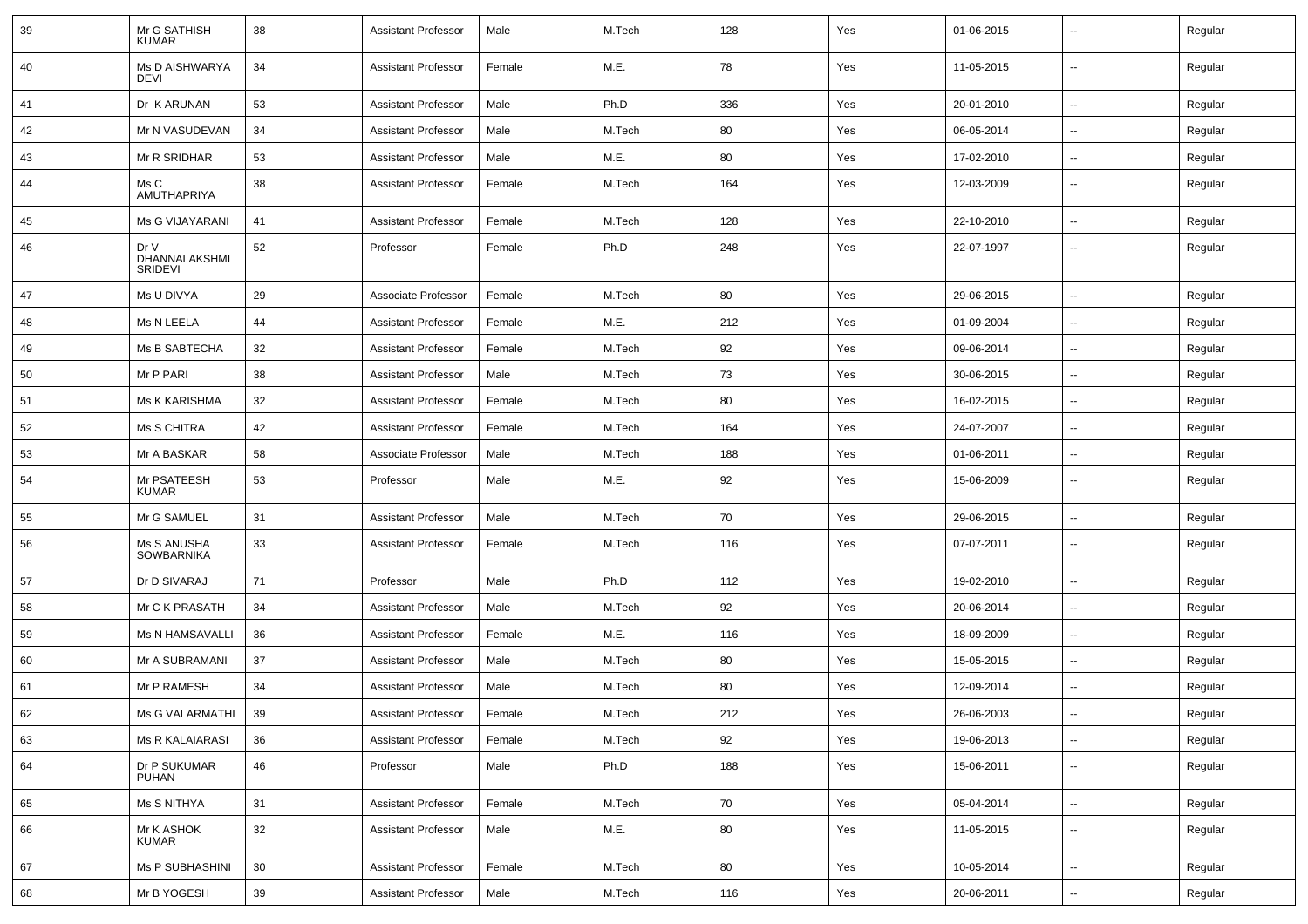| 39 | Mr G SATHISH KUMAR | 38 | Assistant Professor | Male | M.Tech | 128 | Yes | 01-06-2015 | -- | Regular |
|---|---|---|---|---|---|---|---|---|---|---|
| 40 | Ms D AISHWARYA DEVI | 34 | Assistant Professor | Female | M.E. | 78 | Yes | 11-05-2015 | -- | Regular |
| 41 | Dr K ARUNAN | 53 | Assistant Professor | Male | Ph.D | 336 | Yes | 20-01-2010 | -- | Regular |
| 42 | Mr N VASUDEVAN | 34 | Assistant Professor | Male | M.Tech | 80 | Yes | 06-05-2014 | -- | Regular |
| 43 | Mr R SRIDHAR | 53 | Assistant Professor | Male | M.E. | 80 | Yes | 17-02-2010 | -- | Regular |
| 44 | Ms C AMUTHAPRIYA | 38 | Assistant Professor | Female | M.Tech | 164 | Yes | 12-03-2009 | -- | Regular |
| 45 | Ms G VIJAYARANI | 41 | Assistant Professor | Female | M.Tech | 128 | Yes | 22-10-2010 | -- | Regular |
| 46 | Dr V DHANNALAKSHMI SRIDEVI | 52 | Professor | Female | Ph.D | 248 | Yes | 22-07-1997 | -- | Regular |
| 47 | Ms U DIVYA | 29 | Associate Professor | Female | M.Tech | 80 | Yes | 29-06-2015 | -- | Regular |
| 48 | Ms N LEELA | 44 | Assistant Professor | Female | M.E. | 212 | Yes | 01-09-2004 | -- | Regular |
| 49 | Ms B SABTECHA | 32 | Assistant Professor | Female | M.Tech | 92 | Yes | 09-06-2014 | -- | Regular |
| 50 | Mr P PARI | 38 | Assistant Professor | Male | M.Tech | 73 | Yes | 30-06-2015 | -- | Regular |
| 51 | Ms K KARISHMA | 32 | Assistant Professor | Female | M.Tech | 80 | Yes | 16-02-2015 | -- | Regular |
| 52 | Ms S CHITRA | 42 | Assistant Professor | Female | M.Tech | 164 | Yes | 24-07-2007 | -- | Regular |
| 53 | Mr A BASKAR | 58 | Associate Professor | Male | M.Tech | 188 | Yes | 01-06-2011 | -- | Regular |
| 54 | Mr PSATEESH KUMAR | 53 | Professor | Male | M.E. | 92 | Yes | 15-06-2009 | -- | Regular |
| 55 | Mr G SAMUEL | 31 | Assistant Professor | Male | M.Tech | 70 | Yes | 29-06-2015 | -- | Regular |
| 56 | Ms S ANUSHA SOWBARNIKA | 33 | Assistant Professor | Female | M.Tech | 116 | Yes | 07-07-2011 | -- | Regular |
| 57 | Dr D SIVARAJ | 71 | Professor | Male | Ph.D | 112 | Yes | 19-02-2010 | -- | Regular |
| 58 | Mr C K PRASATH | 34 | Assistant Professor | Male | M.Tech | 92 | Yes | 20-06-2014 | -- | Regular |
| 59 | Ms N HAMSAVALLI | 36 | Assistant Professor | Female | M.E. | 116 | Yes | 18-09-2009 | -- | Regular |
| 60 | Mr A SUBRAMANI | 37 | Assistant Professor | Male | M.Tech | 80 | Yes | 15-05-2015 | -- | Regular |
| 61 | Mr P RAMESH | 34 | Assistant Professor | Male | M.Tech | 80 | Yes | 12-09-2014 | -- | Regular |
| 62 | Ms G VALARMATHI | 39 | Assistant Professor | Female | M.Tech | 212 | Yes | 26-06-2003 | -- | Regular |
| 63 | Ms R KALAIARASI | 36 | Assistant Professor | Female | M.Tech | 92 | Yes | 19-06-2013 | -- | Regular |
| 64 | Dr P SUKUMAR PUHAN | 46 | Professor | Male | Ph.D | 188 | Yes | 15-06-2011 | -- | Regular |
| 65 | Ms S NITHYA | 31 | Assistant Professor | Female | M.Tech | 70 | Yes | 05-04-2014 | -- | Regular |
| 66 | Mr K ASHOK KUMAR | 32 | Assistant Professor | Male | M.E. | 80 | Yes | 11-05-2015 | -- | Regular |
| 67 | Ms P SUBHASHINI | 30 | Assistant Professor | Female | M.Tech | 80 | Yes | 10-05-2014 | -- | Regular |
| 68 | Mr B YOGESH | 39 | Assistant Professor | Male | M.Tech | 116 | Yes | 20-06-2011 | -- | Regular |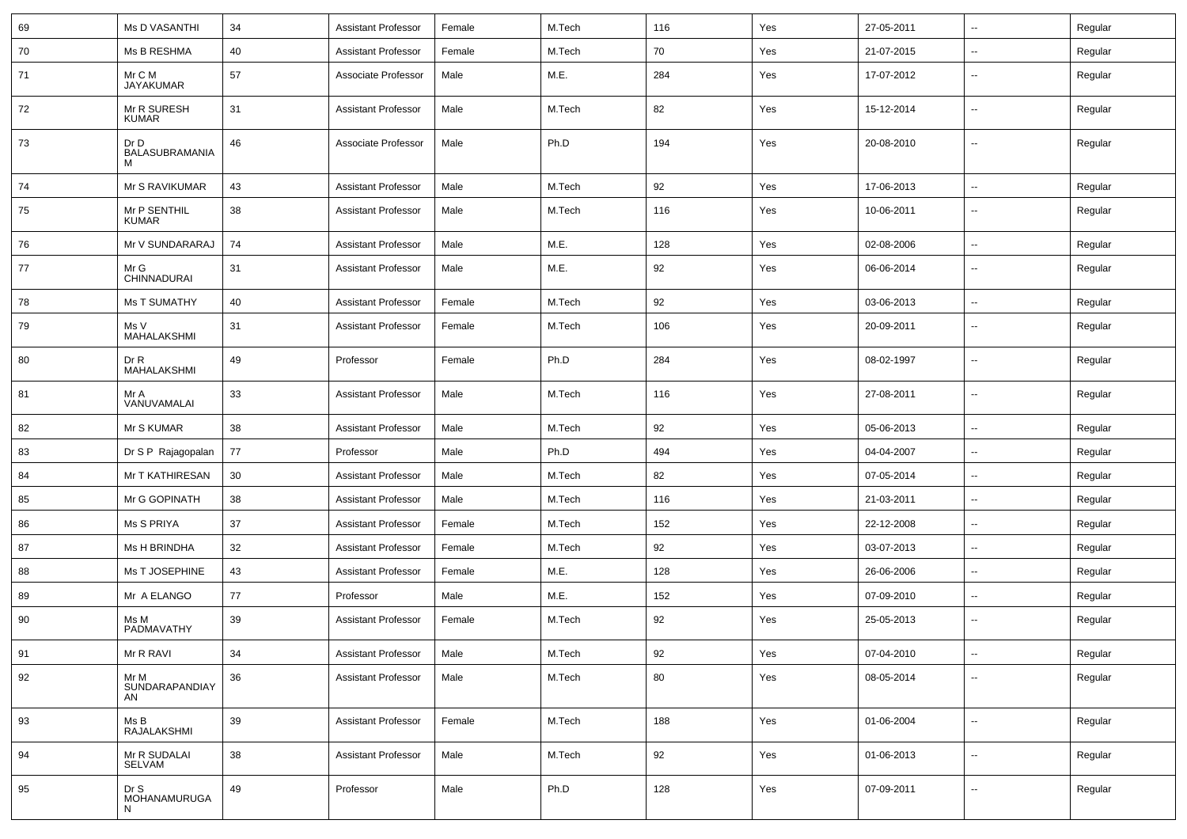| 69 | Ms D VASANTHI | 34 | Assistant Professor | Female | M.Tech | 116 | Yes | 27-05-2011 | -- | Regular |
|---|---|---|---|---|---|---|---|---|---|---|
| 70 | Ms B RESHMA | 40 | Assistant Professor | Female | M.Tech | 70 | Yes | 21-07-2015 | -- | Regular |
| 71 | Mr C M JAYAKUMAR | 57 | Associate Professor | Male | M.E. | 284 | Yes | 17-07-2012 | -- | Regular |
| 72 | Mr R SURESH KUMAR | 31 | Assistant Professor | Male | M.Tech | 82 | Yes | 15-12-2014 | -- | Regular |
| 73 | Dr D BALASUBRAMANIAM | 46 | Associate Professor | Male | Ph.D | 194 | Yes | 20-08-2010 | -- | Regular |
| 74 | Mr S RAVIKUMAR | 43 | Assistant Professor | Male | M.Tech | 92 | Yes | 17-06-2013 | -- | Regular |
| 75 | Mr P SENTHIL KUMAR | 38 | Assistant Professor | Male | M.Tech | 116 | Yes | 10-06-2011 | -- | Regular |
| 76 | Mr V SUNDARARAJ | 74 | Assistant Professor | Male | M.E. | 128 | Yes | 02-08-2006 | -- | Regular |
| 77 | Mr G CHINNADURAI | 31 | Assistant Professor | Male | M.E. | 92 | Yes | 06-06-2014 | -- | Regular |
| 78 | Ms T SUMATHY | 40 | Assistant Professor | Female | M.Tech | 92 | Yes | 03-06-2013 | -- | Regular |
| 79 | Ms V MAHALAKSHMI | 31 | Assistant Professor | Female | M.Tech | 106 | Yes | 20-09-2011 | -- | Regular |
| 80 | Dr R MAHALAKSHMI | 49 | Professor | Female | Ph.D | 284 | Yes | 08-02-1997 | -- | Regular |
| 81 | Mr A VANUVAMALAI | 33 | Assistant Professor | Male | M.Tech | 116 | Yes | 27-08-2011 | -- | Regular |
| 82 | Mr S KUMAR | 38 | Assistant Professor | Male | M.Tech | 92 | Yes | 05-06-2013 | -- | Regular |
| 83 | Dr S P Rajagopalan | 77 | Professor | Male | Ph.D | 494 | Yes | 04-04-2007 | -- | Regular |
| 84 | Mr T KATHIRESAN | 30 | Assistant Professor | Male | M.Tech | 82 | Yes | 07-05-2014 | -- | Regular |
| 85 | Mr G GOPINATH | 38 | Assistant Professor | Male | M.Tech | 116 | Yes | 21-03-2011 | -- | Regular |
| 86 | Ms S PRIYA | 37 | Assistant Professor | Female | M.Tech | 152 | Yes | 22-12-2008 | -- | Regular |
| 87 | Ms H BRINDHA | 32 | Assistant Professor | Female | M.Tech | 92 | Yes | 03-07-2013 | -- | Regular |
| 88 | Ms T JOSEPHINE | 43 | Assistant Professor | Female | M.E. | 128 | Yes | 26-06-2006 | -- | Regular |
| 89 | Mr A ELANGO | 77 | Professor | Male | M.E. | 152 | Yes | 07-09-2010 | -- | Regular |
| 90 | Ms M PADMAVATHY | 39 | Assistant Professor | Female | M.Tech | 92 | Yes | 25-05-2013 | -- | Regular |
| 91 | Mr R RAVI | 34 | Assistant Professor | Male | M.Tech | 92 | Yes | 07-04-2010 | -- | Regular |
| 92 | Mr M SUNDARAPANDIAYAN | 36 | Assistant Professor | Male | M.Tech | 80 | Yes | 08-05-2014 | -- | Regular |
| 93 | Ms B RAJALAKSHMI | 39 | Assistant Professor | Female | M.Tech | 188 | Yes | 01-06-2004 | -- | Regular |
| 94 | Mr R SUDALAI SELVAM | 38 | Assistant Professor | Male | M.Tech | 92 | Yes | 01-06-2013 | -- | Regular |
| 95 | Dr S MOHANAMURUGAN | 49 | Professor | Male | Ph.D | 128 | Yes | 07-09-2011 | -- | Regular |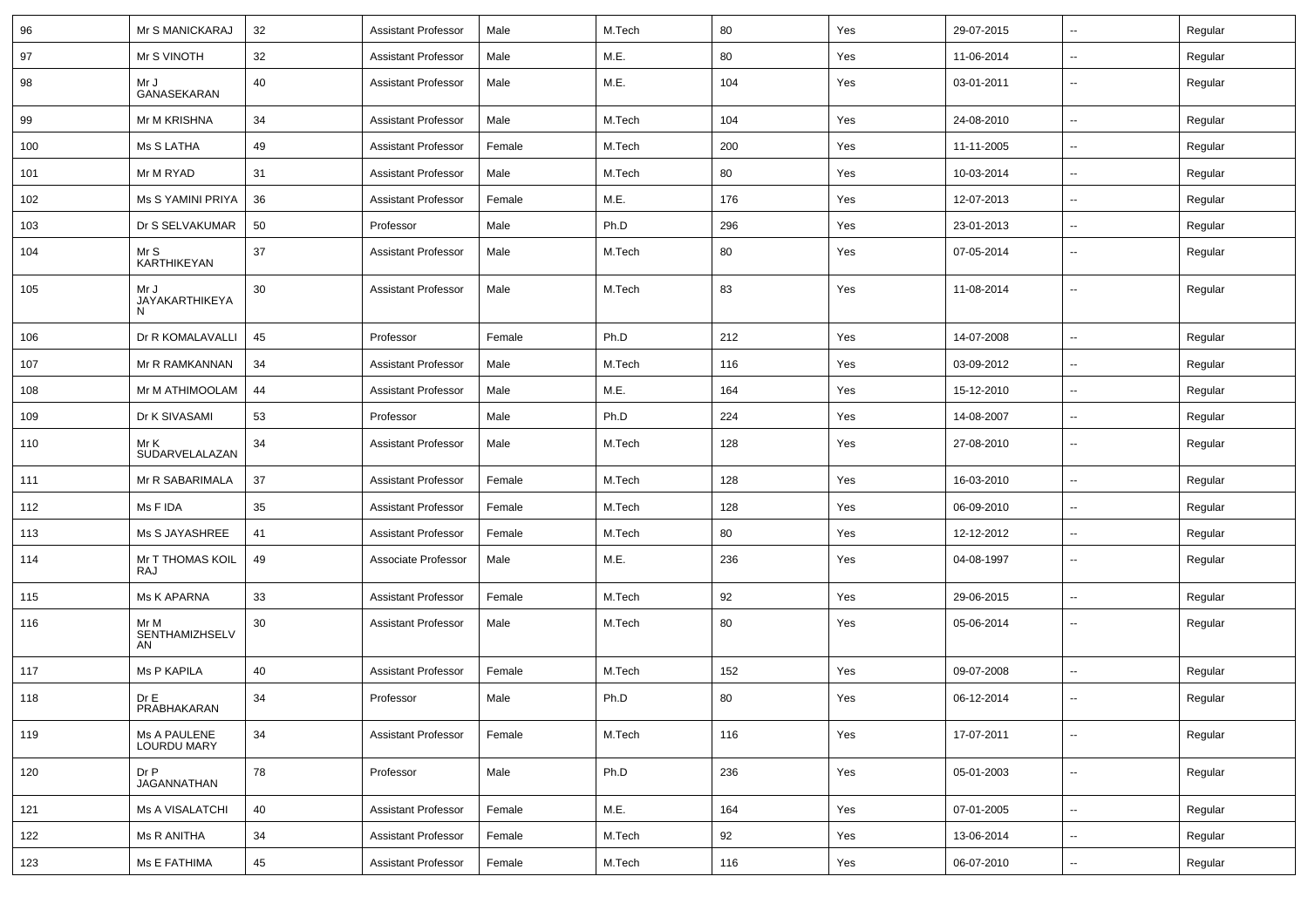| 96 | Mr S MANICKARAJ | 32 | Assistant Professor | Male | M.Tech | 80 | Yes | 29-07-2015 | -- | Regular |
|---|---|---|---|---|---|---|---|---|---|---|
| 97 | Mr S VINOTH | 32 | Assistant Professor | Male | M.E. | 80 | Yes | 11-06-2014 | -- | Regular |
| 98 | Mr J GANASEKARAN | 40 | Assistant Professor | Male | M.E. | 104 | Yes | 03-01-2011 | -- | Regular |
| 99 | Mr M KRISHNA | 34 | Assistant Professor | Male | M.Tech | 104 | Yes | 24-08-2010 | -- | Regular |
| 100 | Ms S LATHA | 49 | Assistant Professor | Female | M.Tech | 200 | Yes | 11-11-2005 | -- | Regular |
| 101 | Mr M RYAD | 31 | Assistant Professor | Male | M.Tech | 80 | Yes | 10-03-2014 | -- | Regular |
| 102 | Ms S YAMINI PRIYA | 36 | Assistant Professor | Female | M.E. | 176 | Yes | 12-07-2013 | -- | Regular |
| 103 | Dr S SELVAKUMAR | 50 | Professor | Male | Ph.D | 296 | Yes | 23-01-2013 | -- | Regular |
| 104 | Mr S KARTHIKEYAN | 37 | Assistant Professor | Male | M.Tech | 80 | Yes | 07-05-2014 | -- | Regular |
| 105 | Mr J JAYAKARTHIKEYAN | 30 | Assistant Professor | Male | M.Tech | 83 | Yes | 11-08-2014 | -- | Regular |
| 106 | Dr R KOMALAVALLI | 45 | Professor | Female | Ph.D | 212 | Yes | 14-07-2008 | -- | Regular |
| 107 | Mr R RAMKANNAN | 34 | Assistant Professor | Male | M.Tech | 116 | Yes | 03-09-2012 | -- | Regular |
| 108 | Mr M ATHIMOOLAM | 44 | Assistant Professor | Male | M.E. | 164 | Yes | 15-12-2010 | -- | Regular |
| 109 | Dr K SIVASAMI | 53 | Professor | Male | Ph.D | 224 | Yes | 14-08-2007 | -- | Regular |
| 110 | Mr K SUDARVELALAZAN | 34 | Assistant Professor | Male | M.Tech | 128 | Yes | 27-08-2010 | -- | Regular |
| 111 | Mr R SABARIMALA | 37 | Assistant Professor | Female | M.Tech | 128 | Yes | 16-03-2010 | -- | Regular |
| 112 | Ms F IDA | 35 | Assistant Professor | Female | M.Tech | 128 | Yes | 06-09-2010 | -- | Regular |
| 113 | Ms S JAYASHREE | 41 | Assistant Professor | Female | M.Tech | 80 | Yes | 12-12-2012 | -- | Regular |
| 114 | Mr T THOMAS KOIL RAJ | 49 | Associate Professor | Male | M.E. | 236 | Yes | 04-08-1997 | -- | Regular |
| 115 | Ms K APARNA | 33 | Assistant Professor | Female | M.Tech | 92 | Yes | 29-06-2015 | -- | Regular |
| 116 | Mr M SENTHAMIZHSELVAN | 30 | Assistant Professor | Male | M.Tech | 80 | Yes | 05-06-2014 | -- | Regular |
| 117 | Ms P KAPILA | 40 | Assistant Professor | Female | M.Tech | 152 | Yes | 09-07-2008 | -- | Regular |
| 118 | Dr E PRABHAKARAN | 34 | Professor | Male | Ph.D | 80 | Yes | 06-12-2014 | -- | Regular |
| 119 | Ms A PAULENE LOURDU MARY | 34 | Assistant Professor | Female | M.Tech | 116 | Yes | 17-07-2011 | -- | Regular |
| 120 | Dr P JAGANNATHAN | 78 | Professor | Male | Ph.D | 236 | Yes | 05-01-2003 | -- | Regular |
| 121 | Ms A VISALATCHI | 40 | Assistant Professor | Female | M.E. | 164 | Yes | 07-01-2005 | -- | Regular |
| 122 | Ms R ANITHA | 34 | Assistant Professor | Female | M.Tech | 92 | Yes | 13-06-2014 | -- | Regular |
| 123 | Ms E FATHIMA | 45 | Assistant Professor | Female | M.Tech | 116 | Yes | 06-07-2010 | -- | Regular |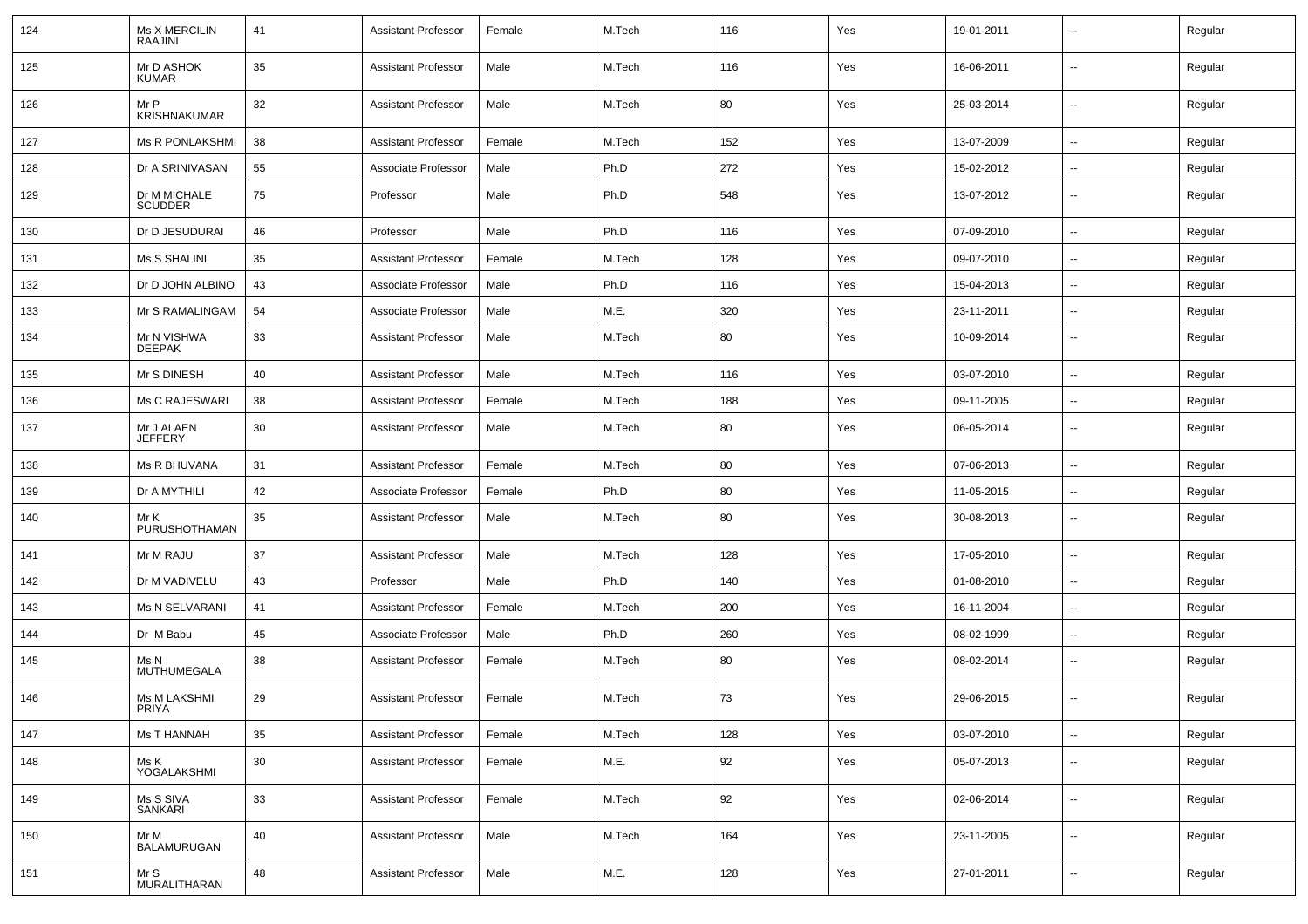| 124 | Ms X MERCILIN RAAJINI | 41 | Assistant Professor | Female | M.Tech | 116 | Yes | 19-01-2011 | -- | Regular |
|---|---|---|---|---|---|---|---|---|---|---|
| 125 | Mr D ASHOK KUMAR | 35 | Assistant Professor | Male | M.Tech | 116 | Yes | 16-06-2011 | -- | Regular |
| 126 | Mr P KRISHNAKUMAR | 32 | Assistant Professor | Male | M.Tech | 80 | Yes | 25-03-2014 | -- | Regular |
| 127 | Ms R PONLAKSHMI | 38 | Assistant Professor | Female | M.Tech | 152 | Yes | 13-07-2009 | -- | Regular |
| 128 | Dr A SRINIVASAN | 55 | Associate Professor | Male | Ph.D | 272 | Yes | 15-02-2012 | -- | Regular |
| 129 | Dr M MICHALE SCUDDER | 75 | Professor | Male | Ph.D | 548 | Yes | 13-07-2012 | -- | Regular |
| 130 | Dr D JESUDURAI | 46 | Professor | Male | Ph.D | 116 | Yes | 07-09-2010 | -- | Regular |
| 131 | Ms S SHALINI | 35 | Assistant Professor | Female | M.Tech | 128 | Yes | 09-07-2010 | -- | Regular |
| 132 | Dr D JOHN ALBINO | 43 | Associate Professor | Male | Ph.D | 116 | Yes | 15-04-2013 | -- | Regular |
| 133 | Mr S RAMALINGAM | 54 | Associate Professor | Male | M.E. | 320 | Yes | 23-11-2011 | -- | Regular |
| 134 | Mr N VISHWA DEEPAK | 33 | Assistant Professor | Male | M.Tech | 80 | Yes | 10-09-2014 | -- | Regular |
| 135 | Mr S DINESH | 40 | Assistant Professor | Male | M.Tech | 116 | Yes | 03-07-2010 | -- | Regular |
| 136 | Ms C RAJESWARI | 38 | Assistant Professor | Female | M.Tech | 188 | Yes | 09-11-2005 | -- | Regular |
| 137 | Mr J ALAEN JEFFERY | 30 | Assistant Professor | Male | M.Tech | 80 | Yes | 06-05-2014 | -- | Regular |
| 138 | Ms R BHUVANA | 31 | Assistant Professor | Female | M.Tech | 80 | Yes | 07-06-2013 | -- | Regular |
| 139 | Dr A MYTHILI | 42 | Associate Professor | Female | Ph.D | 80 | Yes | 11-05-2015 | -- | Regular |
| 140 | Mr K PURUSHOTHAMAN | 35 | Assistant Professor | Male | M.Tech | 80 | Yes | 30-08-2013 | -- | Regular |
| 141 | Mr M RAJU | 37 | Assistant Professor | Male | M.Tech | 128 | Yes | 17-05-2010 | -- | Regular |
| 142 | Dr M VADIVELU | 43 | Professor | Male | Ph.D | 140 | Yes | 01-08-2010 | -- | Regular |
| 143 | Ms N SELVARANI | 41 | Assistant Professor | Female | M.Tech | 200 | Yes | 16-11-2004 | -- | Regular |
| 144 | Dr M Babu | 45 | Associate Professor | Male | Ph.D | 260 | Yes | 08-02-1999 | -- | Regular |
| 145 | Ms N MUTHUMEGALA | 38 | Assistant Professor | Female | M.Tech | 80 | Yes | 08-02-2014 | -- | Regular |
| 146 | Ms M LAKSHMI PRIYA | 29 | Assistant Professor | Female | M.Tech | 73 | Yes | 29-06-2015 | -- | Regular |
| 147 | Ms T HANNAH | 35 | Assistant Professor | Female | M.Tech | 128 | Yes | 03-07-2010 | -- | Regular |
| 148 | Ms K YOGALAKSHMI | 30 | Assistant Professor | Female | M.E. | 92 | Yes | 05-07-2013 | -- | Regular |
| 149 | Ms S SIVA SANKARI | 33 | Assistant Professor | Female | M.Tech | 92 | Yes | 02-06-2014 | -- | Regular |
| 150 | Mr M BALAMURUGAN | 40 | Assistant Professor | Male | M.Tech | 164 | Yes | 23-11-2005 | -- | Regular |
| 151 | Mr S MURALITHARAN | 48 | Assistant Professor | Male | M.E. | 128 | Yes | 27-01-2011 | -- | Regular |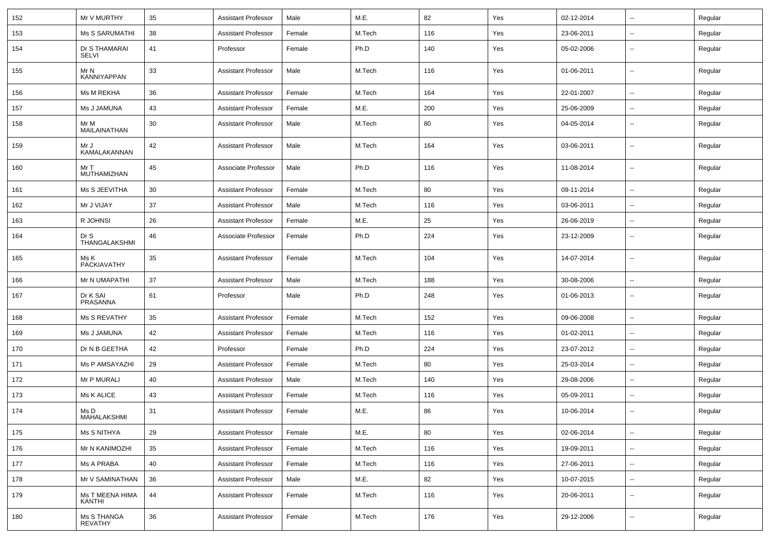| 152 | Mr V MURTHY | 35 | Assistant Professor | Male | M.E. | 82 | Yes | 02-12-2014 | -- | Regular |
|---|---|---|---|---|---|---|---|---|---|---|
| 153 | Ms S SARUMATHI | 38 | Assistant Professor | Female | M.Tech | 116 | Yes | 23-06-2011 | -- | Regular |
| 154 | Dr S THAMARAI SELVI | 41 | Professor | Female | Ph.D | 140 | Yes | 05-02-2006 | -- | Regular |
| 155 | Mr N KANNIYAPPAN | 33 | Assistant Professor | Male | M.Tech | 116 | Yes | 01-06-2011 | -- | Regular |
| 156 | Ms M REKHA | 36 | Assistant Professor | Female | M.Tech | 164 | Yes | 22-01-2007 | -- | Regular |
| 157 | Ms J JAMUNA | 43 | Assistant Professor | Female | M.E. | 200 | Yes | 25-06-2009 | -- | Regular |
| 158 | Mr M MAILAINATHAN | 30 | Assistant Professor | Male | M.Tech | 80 | Yes | 04-05-2014 | -- | Regular |
| 159 | Mr J KAMALAKANNAN | 42 | Assistant Professor | Male | M.Tech | 164 | Yes | 03-06-2011 | -- | Regular |
| 160 | Mr T MUTHAMIZHAN | 45 | Associate Professor | Male | Ph.D | 116 | Yes | 11-08-2014 | -- | Regular |
| 161 | Ms S JEEVITHA | 30 | Assistant Professor | Female | M.Tech | 80 | Yes | 09-11-2014 | -- | Regular |
| 162 | Mr J VIJAY | 37 | Assistant Professor | Male | M.Tech | 116 | Yes | 03-06-2011 | -- | Regular |
| 163 | R JOHNSI | 26 | Assistant Professor | Female | M.E. | 25 | Yes | 26-06-2019 | -- | Regular |
| 164 | Dr S THANGALAKSHMI | 46 | Associate Professor | Female | Ph.D | 224 | Yes | 23-12-2009 | -- | Regular |
| 165 | Ms K PACKIAVATHY | 35 | Assistant Professor | Female | M.Tech | 104 | Yes | 14-07-2014 | -- | Regular |
| 166 | Mr N UMAPATHI | 37 | Assistant Professor | Male | M.Tech | 188 | Yes | 30-08-2006 | -- | Regular |
| 167 | Dr K SAI PRASANNA | 61 | Professor | Male | Ph.D | 248 | Yes | 01-06-2013 | -- | Regular |
| 168 | Ms S REVATHY | 35 | Assistant Professor | Female | M.Tech | 152 | Yes | 09-06-2008 | -- | Regular |
| 169 | Ms J JAMUNA | 42 | Assistant Professor | Female | M.Tech | 116 | Yes | 01-02-2011 | -- | Regular |
| 170 | Dr N B GEETHA | 42 | Professor | Female | Ph.D | 224 | Yes | 23-07-2012 | -- | Regular |
| 171 | Ms P AMSAYAZHI | 29 | Assistant Professor | Female | M.Tech | 80 | Yes | 25-03-2014 | -- | Regular |
| 172 | Mr P MURALI | 40 | Assistant Professor | Male | M.Tech | 140 | Yes | 29-08-2006 | -- | Regular |
| 173 | Ms K ALICE | 43 | Assistant Professor | Female | M.Tech | 116 | Yes | 05-09-2011 | -- | Regular |
| 174 | Ms D MAHALAKSHMI | 31 | Assistant Professor | Female | M.E. | 86 | Yes | 10-06-2014 | -- | Regular |
| 175 | Ms S NITHYA | 29 | Assistant Professor | Female | M.E. | 80 | Yes | 02-06-2014 | -- | Regular |
| 176 | Mr N KANIMOZHI | 35 | Assistant Professor | Female | M.Tech | 116 | Yes | 19-09-2011 | -- | Regular |
| 177 | Ms A PRABA | 40 | Assistant Professor | Female | M.Tech | 116 | Yes | 27-06-2011 | -- | Regular |
| 178 | Mr V SAMINATHAN | 36 | Assistant Professor | Male | M.E. | 82 | Yes | 10-07-2015 | -- | Regular |
| 179 | Ms T MEENA HIMA KANTHI | 44 | Assistant Professor | Female | M.Tech | 116 | Yes | 20-06-2011 | -- | Regular |
| 180 | Ms S THANGA REVATHY | 36 | Assistant Professor | Female | M.Tech | 176 | Yes | 29-12-2006 | -- | Regular |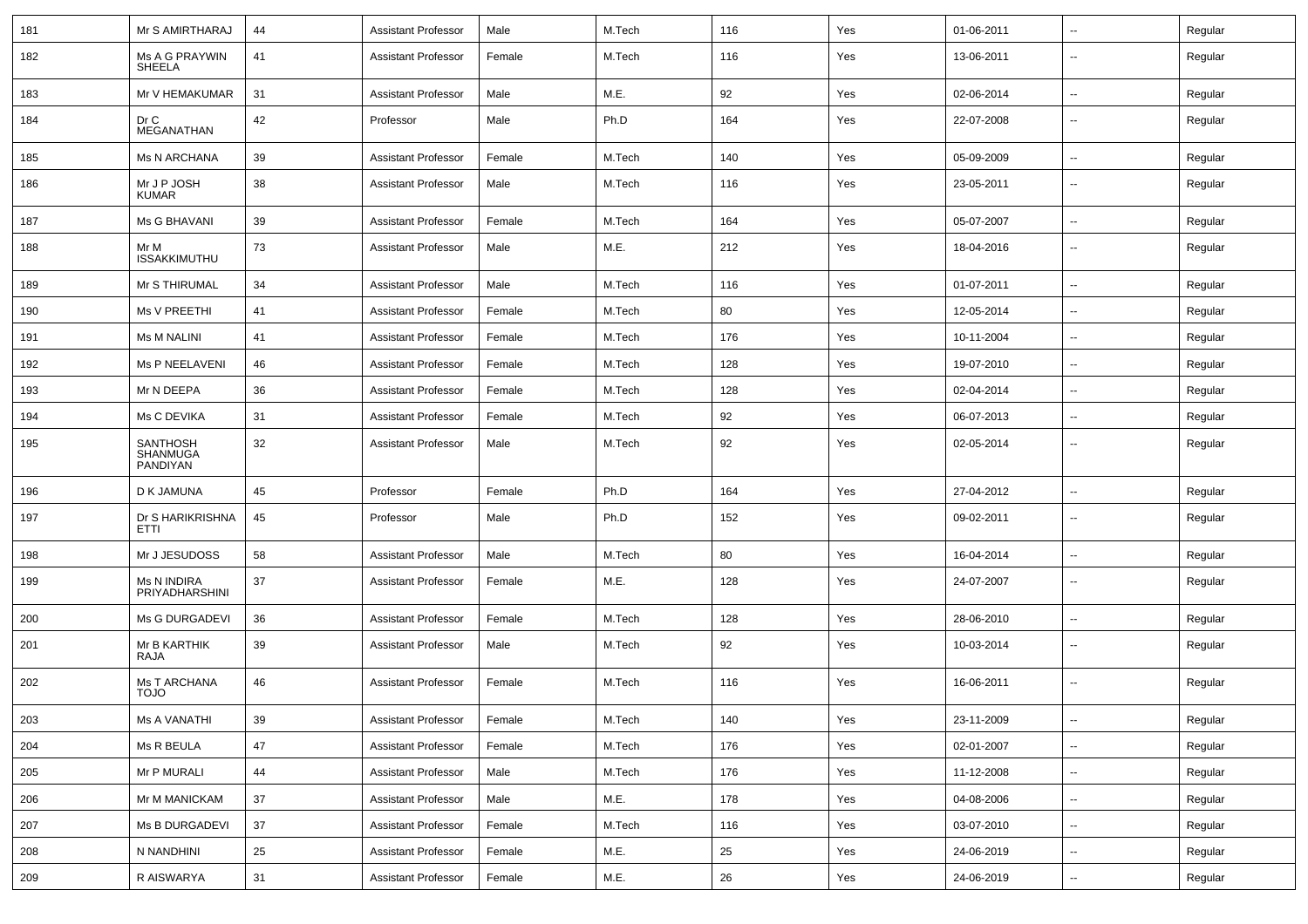| 181 | Mr S AMIRTHARAJ | 44 | Assistant Professor | Male | M.Tech | 116 | Yes | 01-06-2011 | -- | Regular |
|---|---|---|---|---|---|---|---|---|---|---|
| 182 | Ms A G PRAYWIN SHEELA | 41 | Assistant Professor | Female | M.Tech | 116 | Yes | 13-06-2011 | -- | Regular |
| 183 | Mr V HEMAKUMAR | 31 | Assistant Professor | Male | M.E. | 92 | Yes | 02-06-2014 | -- | Regular |
| 184 | Dr C MEGANATHAN | 42 | Professor | Male | Ph.D | 164 | Yes | 22-07-2008 | -- | Regular |
| 185 | Ms N ARCHANA | 39 | Assistant Professor | Female | M.Tech | 140 | Yes | 05-09-2009 | -- | Regular |
| 186 | Mr J P JOSH KUMAR | 38 | Assistant Professor | Male | M.Tech | 116 | Yes | 23-05-2011 | -- | Regular |
| 187 | Ms G BHAVANI | 39 | Assistant Professor | Female | M.Tech | 164 | Yes | 05-07-2007 | -- | Regular |
| 188 | Mr M ISSAKKIMUTHU | 73 | Assistant Professor | Male | M.E. | 212 | Yes | 18-04-2016 | -- | Regular |
| 189 | Mr S THIRUMAL | 34 | Assistant Professor | Male | M.Tech | 116 | Yes | 01-07-2011 | -- | Regular |
| 190 | Ms V PREETHI | 41 | Assistant Professor | Female | M.Tech | 80 | Yes | 12-05-2014 | -- | Regular |
| 191 | Ms M NALINI | 41 | Assistant Professor | Female | M.Tech | 176 | Yes | 10-11-2004 | -- | Regular |
| 192 | Ms P NEELAVENI | 46 | Assistant Professor | Female | M.Tech | 128 | Yes | 19-07-2010 | -- | Regular |
| 193 | Mr N DEEPA | 36 | Assistant Professor | Female | M.Tech | 128 | Yes | 02-04-2014 | -- | Regular |
| 194 | Ms C DEVIKA | 31 | Assistant Professor | Female | M.Tech | 92 | Yes | 06-07-2013 | -- | Regular |
| 195 | SANTHOSH SHANMUGA PANDIYAN | 32 | Assistant Professor | Male | M.Tech | 92 | Yes | 02-05-2014 | -- | Regular |
| 196 | D K JAMUNA | 45 | Professor | Female | Ph.D | 164 | Yes | 27-04-2012 | -- | Regular |
| 197 | Dr S HARIKRISHNA ETTI | 45 | Professor | Male | Ph.D | 152 | Yes | 09-02-2011 | -- | Regular |
| 198 | Mr J JESUDOSS | 58 | Assistant Professor | Male | M.Tech | 80 | Yes | 16-04-2014 | -- | Regular |
| 199 | Ms N INDIRA PRIYADHARSHINI | 37 | Assistant Professor | Female | M.E. | 128 | Yes | 24-07-2007 | -- | Regular |
| 200 | Ms G DURGADEVI | 36 | Assistant Professor | Female | M.Tech | 128 | Yes | 28-06-2010 | -- | Regular |
| 201 | Mr B KARTHIK RAJA | 39 | Assistant Professor | Male | M.Tech | 92 | Yes | 10-03-2014 | -- | Regular |
| 202 | Ms T ARCHANA TOJO | 46 | Assistant Professor | Female | M.Tech | 116 | Yes | 16-06-2011 | -- | Regular |
| 203 | Ms A VANATHI | 39 | Assistant Professor | Female | M.Tech | 140 | Yes | 23-11-2009 | -- | Regular |
| 204 | Ms R BEULA | 47 | Assistant Professor | Female | M.Tech | 176 | Yes | 02-01-2007 | -- | Regular |
| 205 | Mr P MURALI | 44 | Assistant Professor | Male | M.Tech | 176 | Yes | 11-12-2008 | -- | Regular |
| 206 | Mr M MANICKAM | 37 | Assistant Professor | Male | M.E. | 178 | Yes | 04-08-2006 | -- | Regular |
| 207 | Ms B DURGADEVI | 37 | Assistant Professor | Female | M.Tech | 116 | Yes | 03-07-2010 | -- | Regular |
| 208 | N NANDHINI | 25 | Assistant Professor | Female | M.E. | 25 | Yes | 24-06-2019 | -- | Regular |
| 209 | R AISWARYA | 31 | Assistant Professor | Female | M.E. | 26 | Yes | 24-06-2019 | -- | Regular |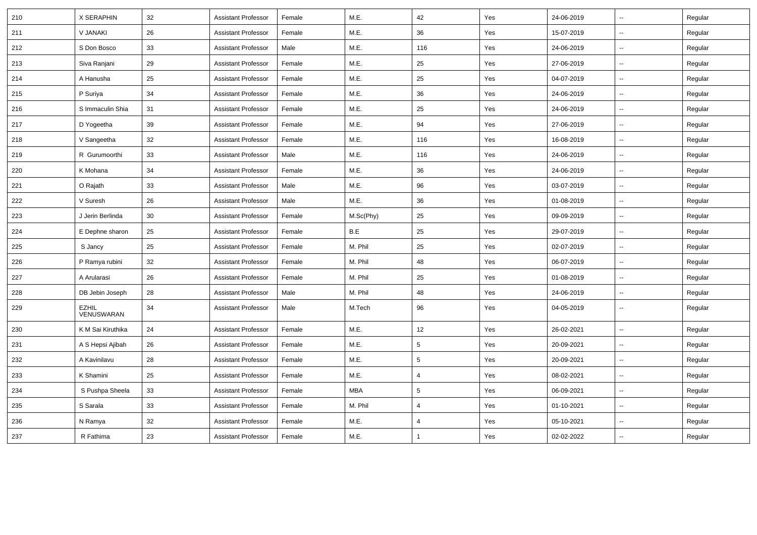| | | | | | | | | | | |
|---|---|---|---|---|---|---|---|---|---|---|
| 210 | X SERAPHIN | 32 | Assistant Professor | Female | M.E. | 42 | Yes | 24-06-2019 | -- | Regular |
| 211 | V JANAKI | 26 | Assistant Professor | Female | M.E. | 36 | Yes | 15-07-2019 | -- | Regular |
| 212 | S Don Bosco | 33 | Assistant Professor | Male | M.E. | 116 | Yes | 24-06-2019 | -- | Regular |
| 213 | Siva Ranjani | 29 | Assistant Professor | Female | M.E. | 25 | Yes | 27-06-2019 | -- | Regular |
| 214 | A Hanusha | 25 | Assistant Professor | Female | M.E. | 25 | Yes | 04-07-2019 | -- | Regular |
| 215 | P Suriya | 34 | Assistant Professor | Female | M.E. | 36 | Yes | 24-06-2019 | -- | Regular |
| 216 | S Immaculin Shia | 31 | Assistant Professor | Female | M.E. | 25 | Yes | 24-06-2019 | -- | Regular |
| 217 | D Yogeetha | 39 | Assistant Professor | Female | M.E. | 94 | Yes | 27-06-2019 | -- | Regular |
| 218 | V Sangeetha | 32 | Assistant Professor | Female | M.E. | 116 | Yes | 16-08-2019 | -- | Regular |
| 219 | R Gurumoorthi | 33 | Assistant Professor | Male | M.E. | 116 | Yes | 24-06-2019 | -- | Regular |
| 220 | K Mohana | 34 | Assistant Professor | Female | M.E. | 36 | Yes | 24-06-2019 | -- | Regular |
| 221 | O Rajath | 33 | Assistant Professor | Male | M.E. | 96 | Yes | 03-07-2019 | -- | Regular |
| 222 | V Suresh | 26 | Assistant Professor | Male | M.E. | 36 | Yes | 01-08-2019 | -- | Regular |
| 223 | J Jerin Berlinda | 30 | Assistant Professor | Female | M.Sc(Phy) | 25 | Yes | 09-09-2019 | -- | Regular |
| 224 | E Dephne sharon | 25 | Assistant Professor | Female | B.E | 25 | Yes | 29-07-2019 | -- | Regular |
| 225 | S Jancy | 25 | Assistant Professor | Female | M. Phil | 25 | Yes | 02-07-2019 | -- | Regular |
| 226 | P Ramya rubini | 32 | Assistant Professor | Female | M. Phil | 48 | Yes | 06-07-2019 | -- | Regular |
| 227 | A Arularasi | 26 | Assistant Professor | Female | M. Phil | 25 | Yes | 01-08-2019 | -- | Regular |
| 228 | DB Jebin Joseph | 28 | Assistant Professor | Male | M. Phil | 48 | Yes | 24-06-2019 | -- | Regular |
| 229 | EZHIL VENUSWARAN | 34 | Assistant Professor | Male | M.Tech | 96 | Yes | 04-05-2019 | -- | Regular |
| 230 | K M Sai Kiruthika | 24 | Assistant Professor | Female | M.E. | 12 | Yes | 26-02-2021 | -- | Regular |
| 231 | A S Hepsi Ajibah | 26 | Assistant Professor | Female | M.E. | 5 | Yes | 20-09-2021 | -- | Regular |
| 232 | A Kavinilavu | 28 | Assistant Professor | Female | M.E. | 5 | Yes | 20-09-2021 | -- | Regular |
| 233 | K Shamini | 25 | Assistant Professor | Female | M.E. | 4 | Yes | 08-02-2021 | -- | Regular |
| 234 | S Pushpa Sheela | 33 | Assistant Professor | Female | MBA | 5 | Yes | 06-09-2021 | -- | Regular |
| 235 | S Sarala | 33 | Assistant Professor | Female | M. Phil | 4 | Yes | 01-10-2021 | -- | Regular |
| 236 | N Ramya | 32 | Assistant Professor | Female | M.E. | 4 | Yes | 05-10-2021 | -- | Regular |
| 237 | R Fathima | 23 | Assistant Professor | Female | M.E. | 1 | Yes | 02-02-2022 | -- | Regular |